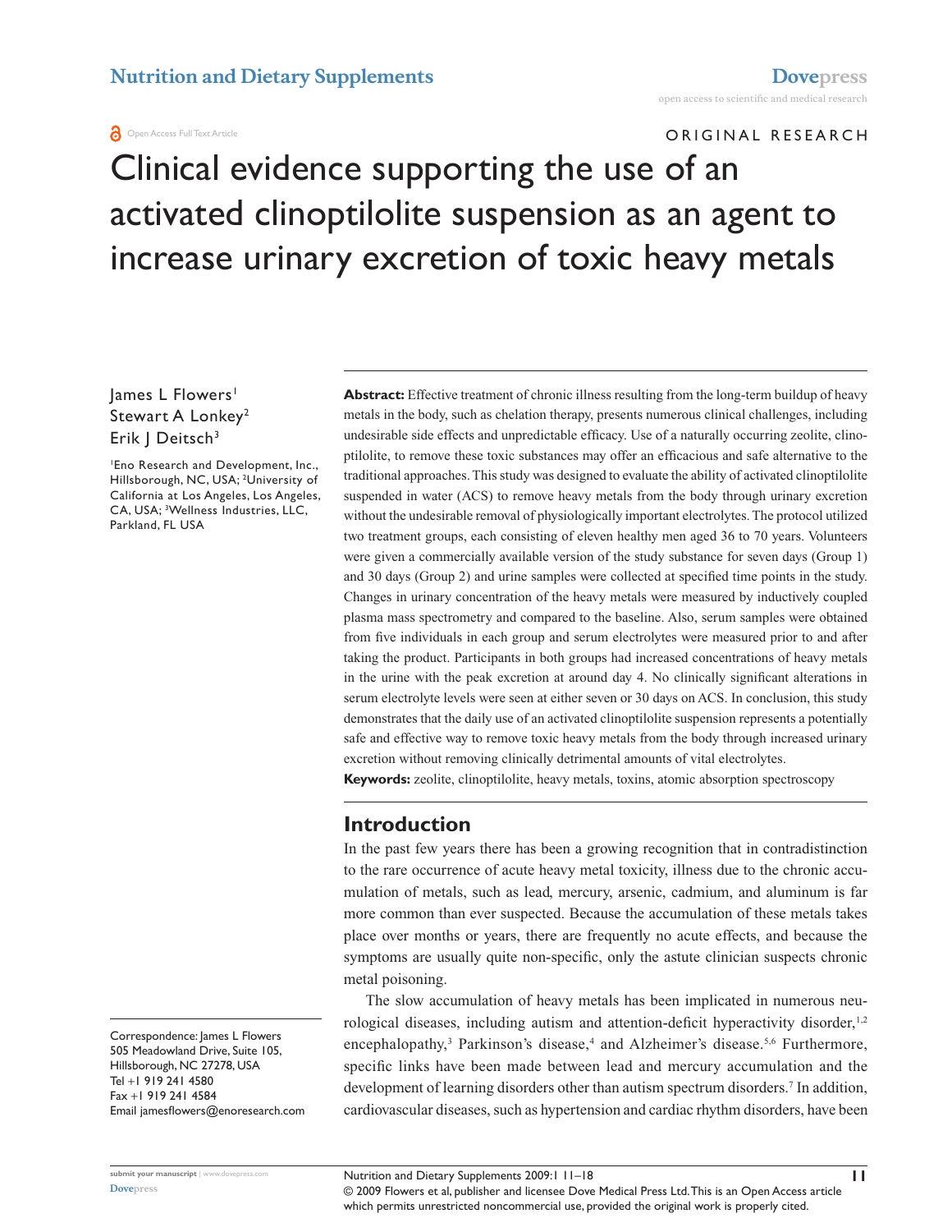ORIGINAL RESEARCH

# Clinical evidence supporting the use of an activated clinoptilolite suspension as an agent to increase urinary excretion of toxic heavy metals

James L Flowers[1]
Stewart A Lonkey[2]
Erik J Deitsch[3]

[1]Eno Research and Development, Inc., Hillsborough, NC, USA; [2]University of California at Los Angeles, Los Angeles, CA, USA; [3]Wellness Industries, LLC, Parkland, FL USA

Correspondence: James L Flowers
505 Meadowland Drive, Suite 105, Hillsborough, NC 27278, USA
Tel +1 919 241 4580
Fax +1 919 241 4584
Email jamesflowers@enoresearch.com

**Abstract:** Effective treatment of chronic illness resulting from the long-term buildup of heavy metals in the body, such as chelation therapy, presents numerous clinical challenges, including undesirable side effects and unpredictable efficacy. Use of a naturally occurring zeolite, clinoptilolite, to remove these toxic substances may offer an efficacious and safe alternative to the traditional approaches. This study was designed to evaluate the ability of activated clinoptilolite suspended in water (ACS) to remove heavy metals from the body through urinary excretion without the undesirable removal of physiologically important electrolytes. The protocol utilized two treatment groups, each consisting of eleven healthy men aged 36 to 70 years. Volunteers were given a commercially available version of the study substance for seven days (Group 1) and 30 days (Group 2) and urine samples were collected at specified time points in the study. Changes in urinary concentration of the heavy metals were measured by inductively coupled plasma mass spectrometry and compared to the baseline. Also, serum samples were obtained from five individuals in each group and serum electrolytes were measured prior to and after taking the product. Participants in both groups had increased concentrations of heavy metals in the urine with the peak excretion at around day 4. No clinically significant alterations in serum electrolyte levels were seen at either seven or 30 days on ACS. In conclusion, this study demonstrates that the daily use of an activated clinoptilolite suspension represents a potentially safe and effective way to remove toxic heavy metals from the body through increased urinary excretion without removing clinically detrimental amounts of vital electrolytes.

**Keywords:** zeolite, clinoptilolite, heavy metals, toxins, atomic absorption spectroscopy

## Introduction

In the past few years there has been a growing recognition that in contradistinction to the rare occurrence of acute heavy metal toxicity, illness due to the chronic accumulation of metals, such as lead, mercury, arsenic, cadmium, and aluminum is far more common than ever suspected. Because the accumulation of these metals takes place over months or years, there are frequently no acute effects, and because the symptoms are usually quite non-specific, only the astute clinician suspects chronic metal poisoning.

The slow accumulation of heavy metals has been implicated in numerous neurological diseases, including autism and attention-deficit hyperactivity disorder,[1,2] encephalopathy,[3] Parkinson's disease,[4] and Alzheimer's disease.[5,6] Furthermore, specific links have been made between lead and mercury accumulation and the development of learning disorders other than autism spectrum disorders.[7] In addition, cardiovascular diseases, such as hypertension and cardiac rhythm disorders, have been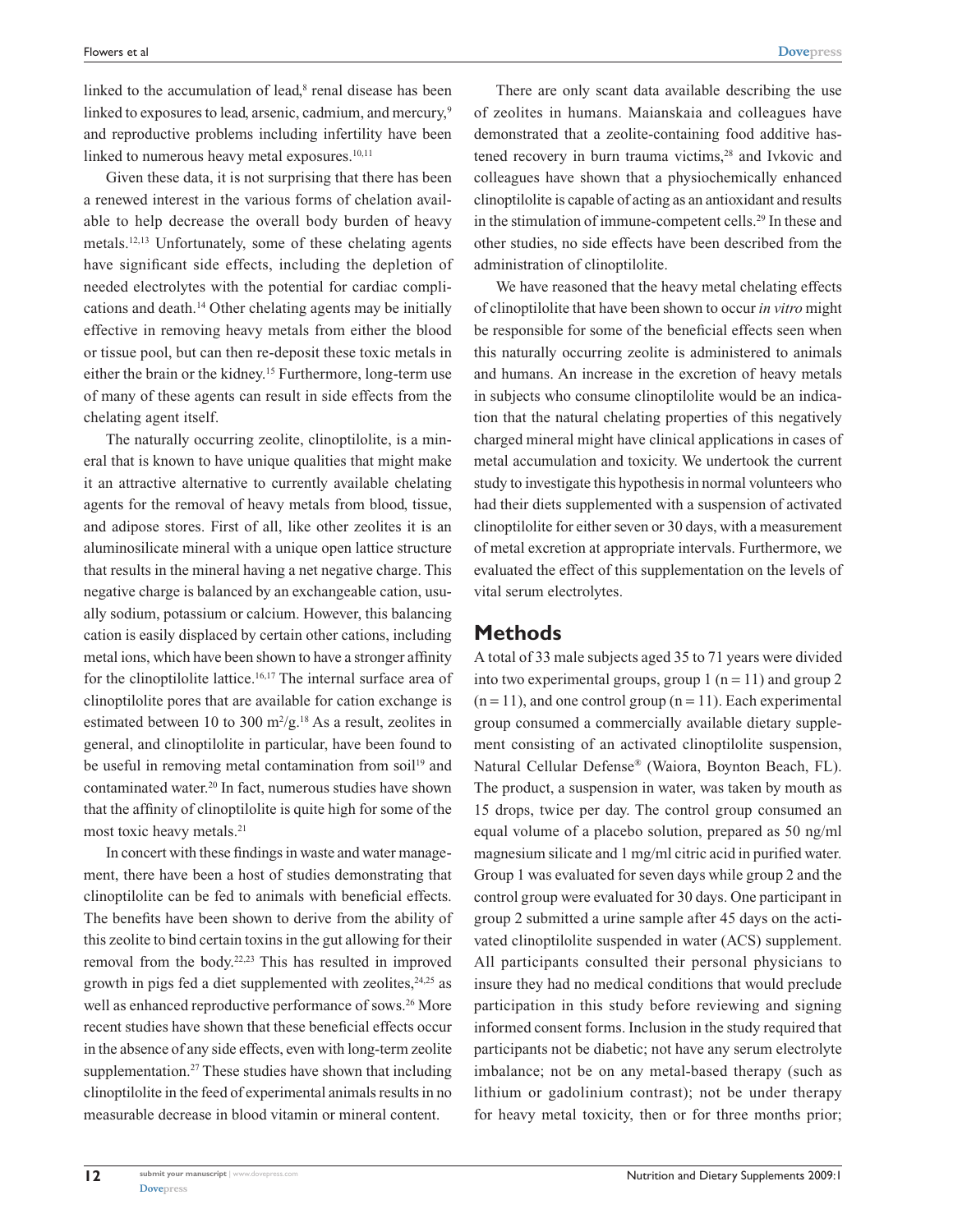linked to the accumulation of lead,[8] renal disease has been linked to exposures to lead, arsenic, cadmium, and mercury,[9] and reproductive problems including infertility have been linked to numerous heavy metal exposures.[10,11]

Given these data, it is not surprising that there has been a renewed interest in the various forms of chelation available to help decrease the overall body burden of heavy metals.[12,13] Unfortunately, some of these chelating agents have significant side effects, including the depletion of needed electrolytes with the potential for cardiac complications and death.[14] Other chelating agents may be initially effective in removing heavy metals from either the blood or tissue pool, but can then re-deposit these toxic metals in either the brain or the kidney.[15] Furthermore, long-term use of many of these agents can result in side effects from the chelating agent itself.

The naturally occurring zeolite, clinoptilolite, is a mineral that is known to have unique qualities that might make it an attractive alternative to currently available chelating agents for the removal of heavy metals from blood, tissue, and adipose stores. First of all, like other zeolites it is an aluminosilicate mineral with a unique open lattice structure that results in the mineral having a net negative charge. This negative charge is balanced by an exchangeable cation, usually sodium, potassium or calcium. However, this balancing cation is easily displaced by certain other cations, including metal ions, which have been shown to have a stronger affinity for the clinoptilolite lattice.[16,17] The internal surface area of clinoptilolite pores that are available for cation exchange is estimated between 10 to 300 $m^2/g$.[18] As a result, zeolites in general, and clinoptilolite in particular, have been found to be useful in removing metal contamination from soil[19] and contaminated water.[20] In fact, numerous studies have shown that the affinity of clinoptilolite is quite high for some of the most toxic heavy metals.[21]

In concert with these findings in waste and water management, there have been a host of studies demonstrating that clinoptilolite can be fed to animals with beneficial effects. The benefits have been shown to derive from the ability of this zeolite to bind certain toxins in the gut allowing for their removal from the body.[22,23] This has resulted in improved growth in pigs fed a diet supplemented with zeolites,[24,25] as well as enhanced reproductive performance of sows.[26] More recent studies have shown that these beneficial effects occur in the absence of any side effects, even with long-term zeolite supplementation.[27] These studies have shown that including clinoptilolite in the feed of experimental animals results in no measurable decrease in blood vitamin or mineral content.

There are only scant data available describing the use of zeolites in humans. Maianskaia and colleagues have demonstrated that a zeolite-containing food additive hastened recovery in burn trauma victims,[28] and Ivkovic and colleagues have shown that a physiochemically enhanced clinoptilolite is capable of acting as an antioxidant and results in the stimulation of immune-competent cells.[29] In these and other studies, no side effects have been described from the administration of clinoptilolite.

We have reasoned that the heavy metal chelating effects of clinoptilolite that have been shown to occur *in vitro* might be responsible for some of the beneficial effects seen when this naturally occurring zeolite is administered to animals and humans. An increase in the excretion of heavy metals in subjects who consume clinoptilolite would be an indication that the natural chelating properties of this negatively charged mineral might have clinical applications in cases of metal accumulation and toxicity. We undertook the current study to investigate this hypothesis in normal volunteers who had their diets supplemented with a suspension of activated clinoptilolite for either seven or 30 days, with a measurement of metal excretion at appropriate intervals. Furthermore, we evaluated the effect of this supplementation on the levels of vital serum electrolytes.

## Methods

A total of 33 male subjects aged 35 to 71 years were divided into two experimental groups, group 1 (n = 11) and group 2 (n = 11), and one control group (n = 11). Each experimental group consumed a commercially available dietary supplement consisting of an activated clinoptilolite suspension, Natural Cellular Defense® (Waiora, Boynton Beach, FL). The product, a suspension in water, was taken by mouth as 15 drops, twice per day. The control group consumed an equal volume of a placebo solution, prepared as 50 ng/ml magnesium silicate and 1 mg/ml citric acid in purified water. Group 1 was evaluated for seven days while group 2 and the control group were evaluated for 30 days. One participant in group 2 submitted a urine sample after 45 days on the activated clinoptilolite suspended in water (ACS) supplement. All participants consulted their personal physicians to insure they had no medical conditions that would preclude participation in this study before reviewing and signing informed consent forms. Inclusion in the study required that participants not be diabetic; not have any serum electrolyte imbalance; not be on any metal-based therapy (such as lithium or gadolinium contrast); not be under therapy for heavy metal toxicity, then or for three months prior;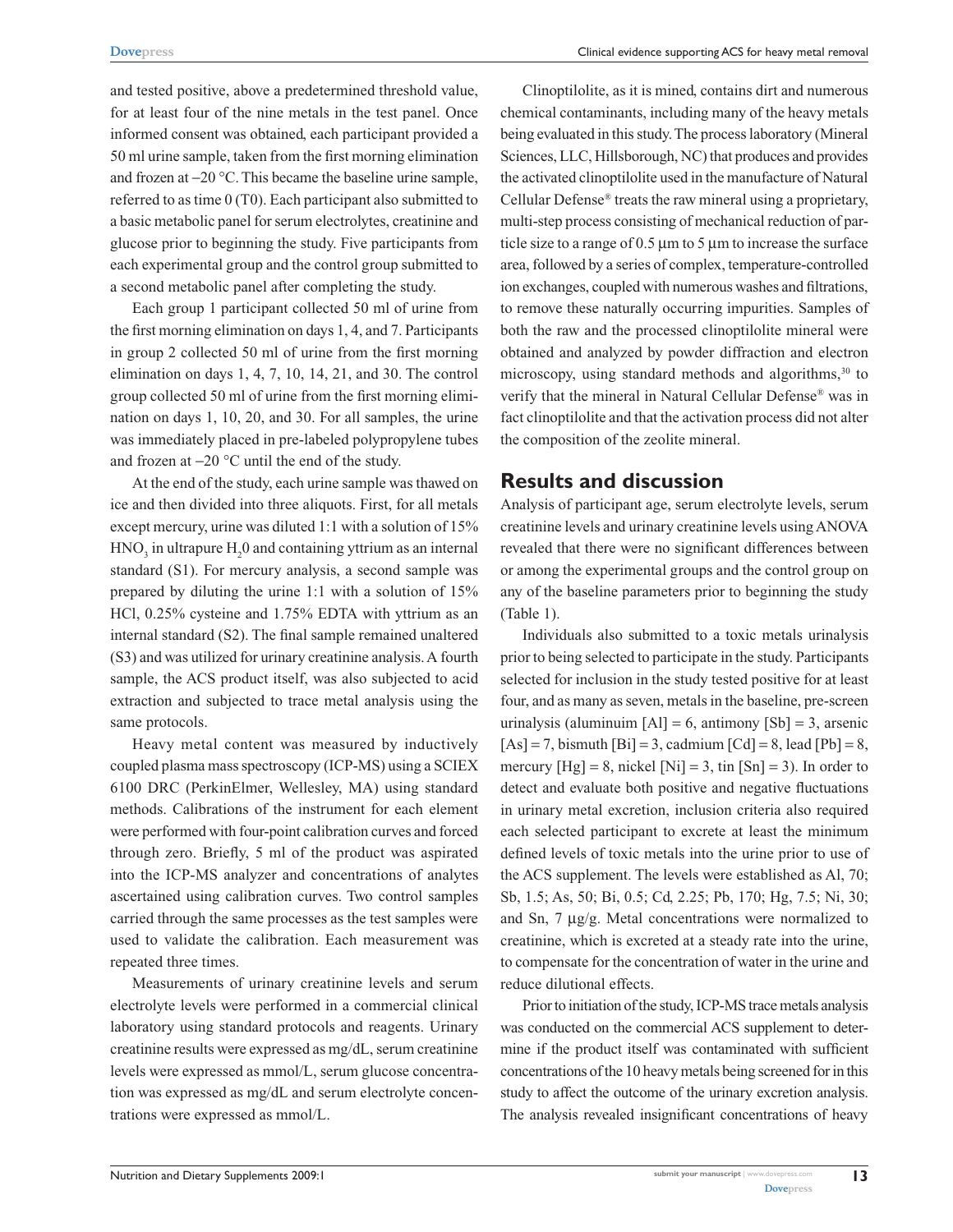and tested positive, above a predetermined threshold value, for at least four of the nine metals in the test panel. Once informed consent was obtained, each participant provided a 50 ml urine sample, taken from the first morning elimination and frozen at −20 °C. This became the baseline urine sample, referred to as time 0 (T0). Each participant also submitted to a basic metabolic panel for serum electrolytes, creatinine and glucose prior to beginning the study. Five participants from each experimental group and the control group submitted to a second metabolic panel after completing the study.

Each group 1 participant collected 50 ml of urine from the first morning elimination on days 1, 4, and 7. Participants in group 2 collected 50 ml of urine from the first morning elimination on days 1, 4, 7, 10, 14, 21, and 30. The control group collected 50 ml of urine from the first morning elimination on days 1, 10, 20, and 30. For all samples, the urine was immediately placed in pre-labeled polypropylene tubes and frozen at −20 °C until the end of the study.

At the end of the study, each urine sample was thawed on ice and then divided into three aliquots. First, for all metals except mercury, urine was diluted 1:1 with a solution of 15% $HNO_3$ in ultrapure $H_20$ and containing yttrium as an internal standard (S1). For mercury analysis, a second sample was prepared by diluting the urine 1:1 with a solution of 15% HCl, 0.25% cysteine and 1.75% EDTA with yttrium as an internal standard (S2). The final sample remained unaltered (S3) and was utilized for urinary creatinine analysis. A fourth sample, the ACS product itself, was also subjected to acid extraction and subjected to trace metal analysis using the same protocols.

Heavy metal content was measured by inductively coupled plasma mass spectroscopy (ICP-MS) using a SCIEX 6100 DRC (PerkinElmer, Wellesley, MA) using standard methods. Calibrations of the instrument for each element were performed with four-point calibration curves and forced through zero. Briefly, 5 ml of the product was aspirated into the ICP-MS analyzer and concentrations of analytes ascertained using calibration curves. Two control samples carried through the same processes as the test samples were used to validate the calibration. Each measurement was repeated three times.

Measurements of urinary creatinine levels and serum electrolyte levels were performed in a commercial clinical laboratory using standard protocols and reagents. Urinary creatinine results were expressed as mg/dL, serum creatinine levels were expressed as mmol/L, serum glucose concentration was expressed as mg/dL and serum electrolyte concentrations were expressed as mmol/L.

Clinoptilolite, as it is mined, contains dirt and numerous chemical contaminants, including many of the heavy metals being evaluated in this study. The process laboratory (Mineral Sciences, LLC, Hillsborough, NC) that produces and provides the activated clinoptilolite used in the manufacture of Natural Cellular Defense® treats the raw mineral using a proprietary, multi-step process consisting of mechanical reduction of particle size to a range of 0.5 μm to 5 μm to increase the surface area, followed by a series of complex, temperature-controlled ion exchanges, coupled with numerous washes and filtrations, to remove these naturally occurring impurities. Samples of both the raw and the processed clinoptilolite mineral were obtained and analyzed by powder diffraction and electron microscopy, using standard methods and algorithms,[30] to verify that the mineral in Natural Cellular Defense® was in fact clinoptilolite and that the activation process did not alter the composition of the zeolite mineral.

## Results and discussion

Analysis of participant age, serum electrolyte levels, serum creatinine levels and urinary creatinine levels using ANOVA revealed that there were no significant differences between or among the experimental groups and the control group on any of the baseline parameters prior to beginning the study (Table 1).

Individuals also submitted to a toxic metals urinalysis prior to being selected to participate in the study. Participants selected for inclusion in the study tested positive for at least four, and as many as seven, metals in the baseline, pre-screen urinalysis (aluminuim [Al] = 6, antimony [Sb] = 3, arsenic [As] = 7, bismuth [Bi] = 3, cadmium [Cd] = 8, lead [Pb] = 8, mercury [Hg] = 8, nickel [Ni] = 3, tin [Sn] = 3). In order to detect and evaluate both positive and negative fluctuations in urinary metal excretion, inclusion criteria also required each selected participant to excrete at least the minimum defined levels of toxic metals into the urine prior to use of the ACS supplement. The levels were established as Al, 70; Sb, 1.5; As, 50; Bi, 0.5; Cd, 2.25; Pb, 170; Hg, 7.5; Ni, 30; and Sn, 7 μg/g. Metal concentrations were normalized to creatinine, which is excreted at a steady rate into the urine, to compensate for the concentration of water in the urine and reduce dilutional effects.

Prior to initiation of the study, ICP-MS trace metals analysis was conducted on the commercial ACS supplement to determine if the product itself was contaminated with sufficient concentrations of the 10 heavy metals being screened for in this study to affect the outcome of the urinary excretion analysis. The analysis revealed insignificant concentrations of heavy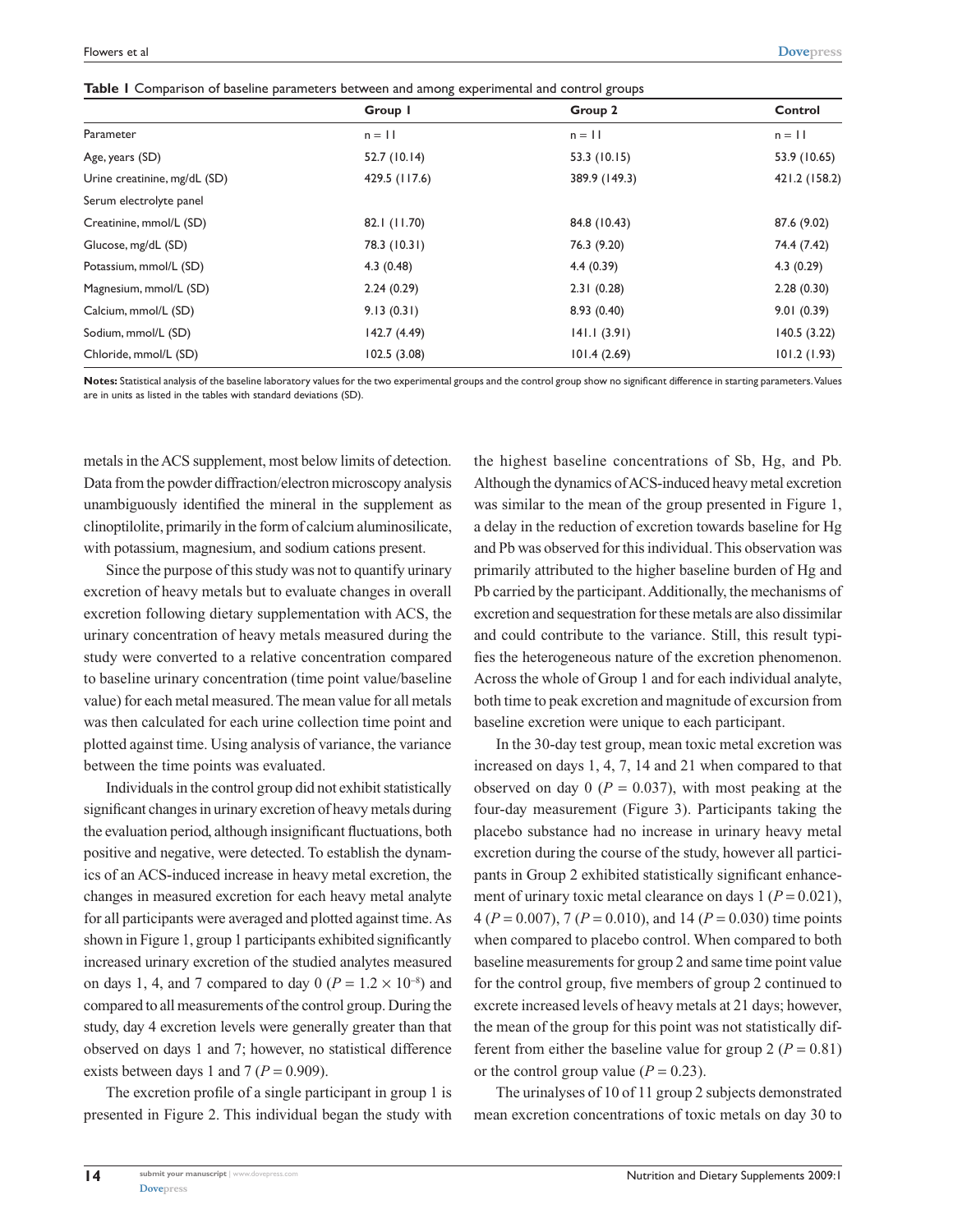**Table 1** Comparison of baseline parameters between and among experimental and control groups

| Parameter | Group 1 | Group 2 | Control |
|---|---|---|---|
| | n = 11 | n = 11 | n = 11 |
| Age, years (SD) | 52.7 (10.14) | 53.3 (10.15) | 53.9 (10.65) |
| Urine creatinine, mg/dL (SD) | 429.5 (117.6) | 389.9 (149.3) | 421.2 (158.2) |
| Serum electrolyte panel | | | |
| Creatinine, mmol/L (SD) | 82.1 (11.70) | 84.8 (10.43) | 87.6 (9.02) |
| Glucose, mg/dL (SD) | 78.3 (10.31) | 76.3 (9.20) | 74.4 (7.42) |
| Potassium, mmol/L (SD) | 4.3 (0.48) | 4.4 (0.39) | 4.3 (0.29) |
| Magnesium, mmol/L (SD) | 2.24 (0.29) | 2.31 (0.28) | 2.28 (0.30) |
| Calcium, mmol/L (SD) | 9.13 (0.31) | 8.93 (0.40) | 9.01 (0.39) |
| Sodium, mmol/L (SD) | 142.7 (4.49) | 141.1 (3.91) | 140.5 (3.22) |
| Chloride, mmol/L (SD) | 102.5 (3.08) | 101.4 (2.69) | 101.2 (1.93) |

**Notes:** Statistical analysis of the baseline laboratory values for the two experimental groups and the control group show no significant difference in starting parameters. Values are in units as listed in the tables with standard deviations (SD).

metals in the ACS supplement, most below limits of detection. Data from the powder diffraction/electron microscopy analysis unambiguously identified the mineral in the supplement as clinoptilolite, primarily in the form of calcium aluminosilicate, with potassium, magnesium, and sodium cations present.

Since the purpose of this study was not to quantify urinary excretion of heavy metals but to evaluate changes in overall excretion following dietary supplementation with ACS, the urinary concentration of heavy metals measured during the study were converted to a relative concentration compared to baseline urinary concentration (time point value/baseline value) for each metal measured. The mean value for all metals was then calculated for each urine collection time point and plotted against time. Using analysis of variance, the variance between the time points was evaluated.

Individuals in the control group did not exhibit statistically significant changes in urinary excretion of heavy metals during the evaluation period, although insignificant fluctuations, both positive and negative, were detected. To establish the dynamics of an ACS-induced increase in heavy metal excretion, the changes in measured excretion for each heavy metal analyte for all participants were averaged and plotted against time. As shown in Figure 1, group 1 participants exhibited significantly increased urinary excretion of the studied analytes measured on days 1, 4, and 7 compared to day 0 ($P = 1.2 \times 10^{-8}$) and compared to all measurements of the control group. During the study, day 4 excretion levels were generally greater than that observed on days 1 and 7; however, no statistical difference exists between days 1 and 7 ($P = 0.909$).

The excretion profile of a single participant in group 1 is presented in Figure 2. This individual began the study with the highest baseline concentrations of Sb, Hg, and Pb. Although the dynamics of ACS-induced heavy metal excretion was similar to the mean of the group presented in Figure 1, a delay in the reduction of excretion towards baseline for Hg and Pb was observed for this individual. This observation was primarily attributed to the higher baseline burden of Hg and Pb carried by the participant. Additionally, the mechanisms of excretion and sequestration for these metals are also dissimilar and could contribute to the variance. Still, this result typifies the heterogeneous nature of the excretion phenomenon. Across the whole of Group 1 and for each individual analyte, both time to peak excretion and magnitude of excursion from baseline excretion were unique to each participant.

In the 30-day test group, mean toxic metal excretion was increased on days 1, 4, 7, 14 and 21 when compared to that observed on day 0 ($P = 0.037$), with most peaking at the four-day measurement (Figure 3). Participants taking the placebo substance had no increase in urinary heavy metal excretion during the course of the study, however all participants in Group 2 exhibited statistically significant enhancement of urinary toxic metal clearance on days 1 ($P = 0.021$), 4 ($P = 0.007$), 7 ($P = 0.010$), and 14 ($P = 0.030$) time points when compared to placebo control. When compared to both baseline measurements for group 2 and same time point value for the control group, five members of group 2 continued to excrete increased levels of heavy metals at 21 days; however, the mean of the group for this point was not statistically different from either the baseline value for group 2 ($P = 0.81$) or the control group value ($P = 0.23$).

The urinalyses of 10 of 11 group 2 subjects demonstrated mean excretion concentrations of toxic metals on day 30 to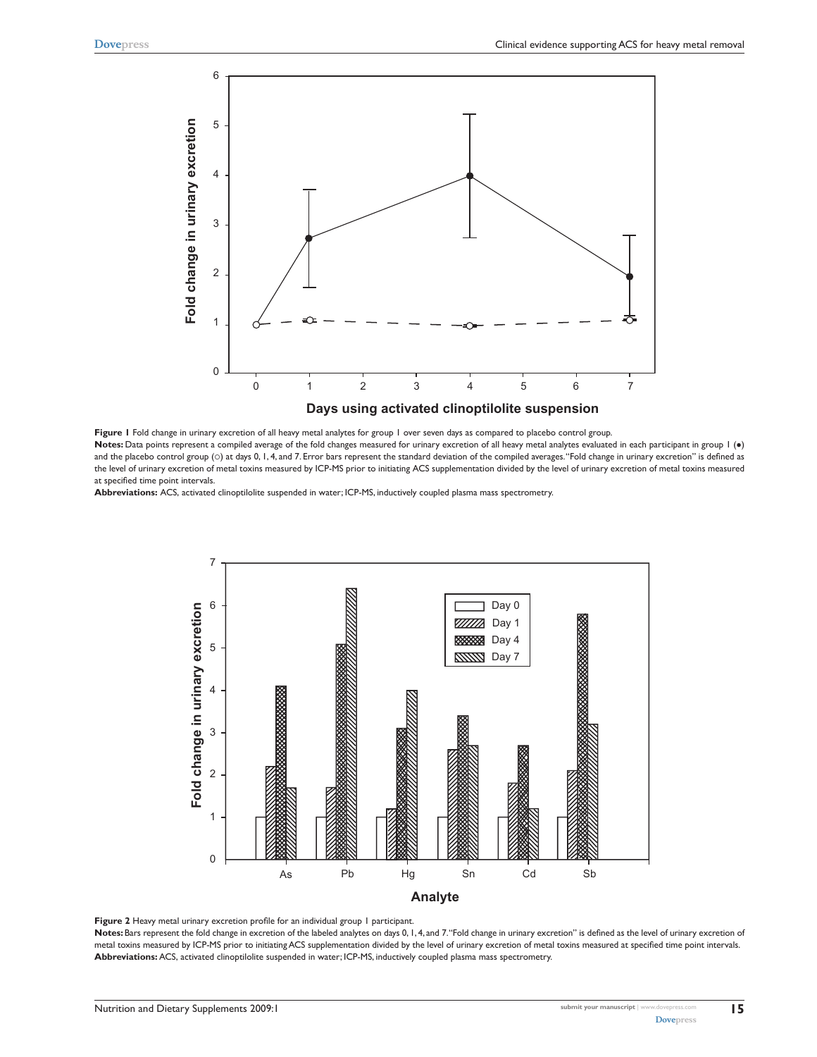**Figure 1** Fold change in urinary excretion of all heavy metal analytes for group 1 over seven days as compared to placebo control group.

**Notes:** Data points represent a compiled average of the fold changes measured for urinary excretion of all heavy metal analytes evaluated in each participant in group 1 (●) and the placebo control group (○) at days 0, 1, 4, and 7. Error bars represent the standard deviation of the compiled averages. "Fold change in urinary excretion" is defined as the level of urinary excretion of metal toxins measured by ICP-MS prior to initiating ACS supplementation divided by the level of urinary excretion of metal toxins measured at specified time point intervals.

**Abbreviations:** ACS, activated clinoptilolite suspended in water; ICP-MS, inductively coupled plasma mass spectrometry.

**Figure 2** Heavy metal urinary excretion profile for an individual group 1 participant.

**Notes:** Bars represent the fold change in excretion of the labeled analytes on days 0, 1, 4, and 7. "Fold change in urinary excretion" is defined as the level of urinary excretion of metal toxins measured by ICP-MS prior to initiating ACS supplementation divided by the level of urinary excretion of metal toxins measured at specified time point intervals.

**Abbreviations:** ACS, activated clinoptilolite suspended in water; ICP-MS, inductively coupled plasma mass spectrometry.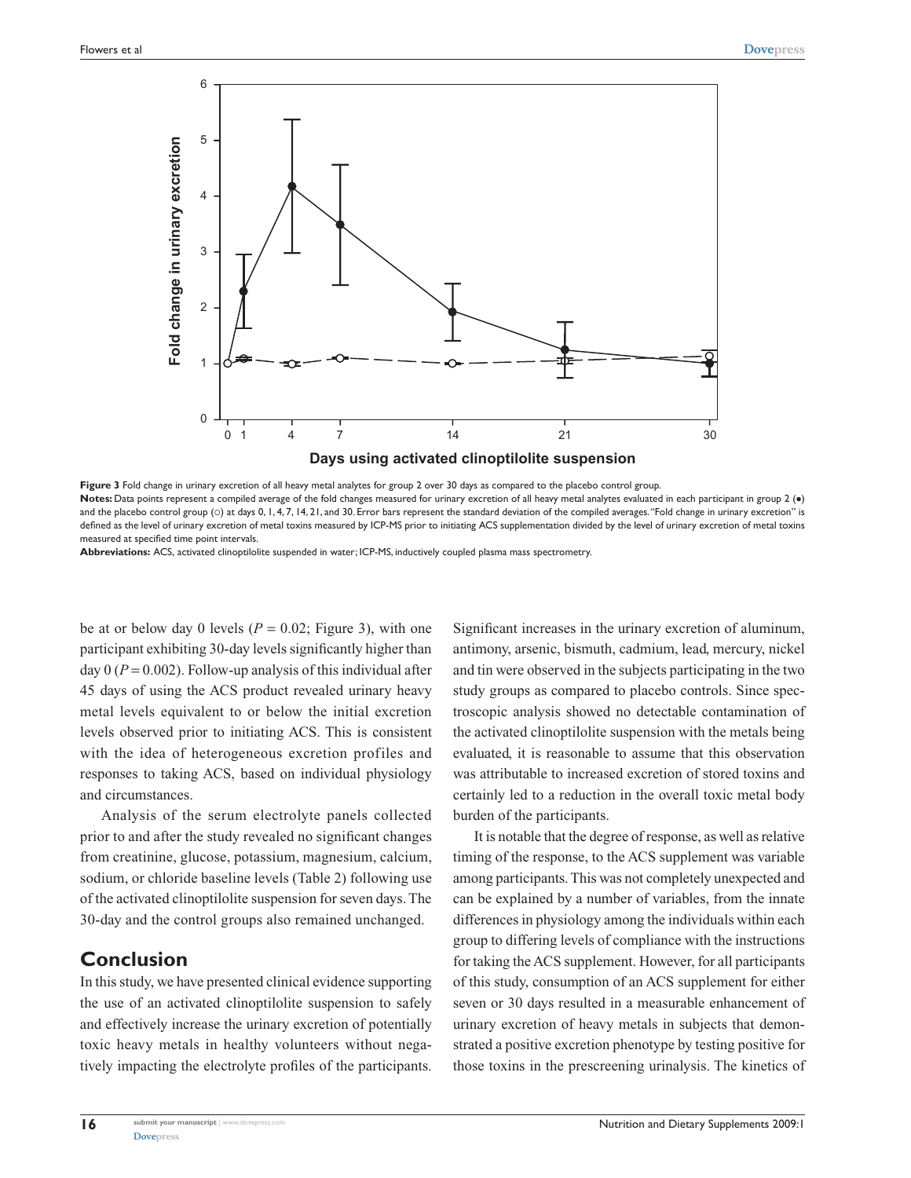**Figure 3** Fold change in urinary excretion of all heavy metal analytes for group 2 over 30 days as compared to the placebo control group.

**Notes:** Data points represent a compiled average of the fold changes measured for urinary excretion of all heavy metal analytes evaluated in each participant in group 2 (●) and the placebo control group (○) at days 0, 1, 4, 7, 14, 21, and 30. Error bars represent the standard deviation of the compiled averages. "Fold change in urinary excretion" is defined as the level of urinary excretion of metal toxins measured by ICP-MS prior to initiating ACS supplementation divided by the level of urinary excretion of metal toxins measured at specified time point intervals.

**Abbreviations:** ACS, activated clinoptilolite suspended in water; ICP-MS, inductively coupled plasma mass spectrometry.

be at or below day 0 levels ($P = 0.02$; Figure 3), with one participant exhibiting 30-day levels significantly higher than day 0 ($P = 0.002$). Follow-up analysis of this individual after 45 days of using the ACS product revealed urinary heavy metal levels equivalent to or below the initial excretion levels observed prior to initiating ACS. This is consistent with the idea of heterogeneous excretion profiles and responses to taking ACS, based on individual physiology and circumstances.

Analysis of the serum electrolyte panels collected prior to and after the study revealed no significant changes from creatinine, glucose, potassium, magnesium, calcium, sodium, or chloride baseline levels (Table 2) following use of the activated clinoptilolite suspension for seven days. The 30-day and the control groups also remained unchanged.

## Conclusion

In this study, we have presented clinical evidence supporting the use of an activated clinoptilolite suspension to safely and effectively increase the urinary excretion of potentially toxic heavy metals in healthy volunteers without negatively impacting the electrolyte profiles of the participants. Significant increases in the urinary excretion of aluminum, antimony, arsenic, bismuth, cadmium, lead, mercury, nickel and tin were observed in the subjects participating in the two study groups as compared to placebo controls. Since spectroscopic analysis showed no detectable contamination of the activated clinoptilolite suspension with the metals being evaluated, it is reasonable to assume that this observation was attributable to increased excretion of stored toxins and certainly led to a reduction in the overall toxic metal body burden of the participants.

It is notable that the degree of response, as well as relative timing of the response, to the ACS supplement was variable among participants. This was not completely unexpected and can be explained by a number of variables, from the innate differences in physiology among the individuals within each group to differing levels of compliance with the instructions for taking the ACS supplement. However, for all participants of this study, consumption of an ACS supplement for either seven or 30 days resulted in a measurable enhancement of urinary excretion of heavy metals in subjects that demonstrated a positive excretion phenotype by testing positive for those toxins in the prescreening urinalysis. The kinetics of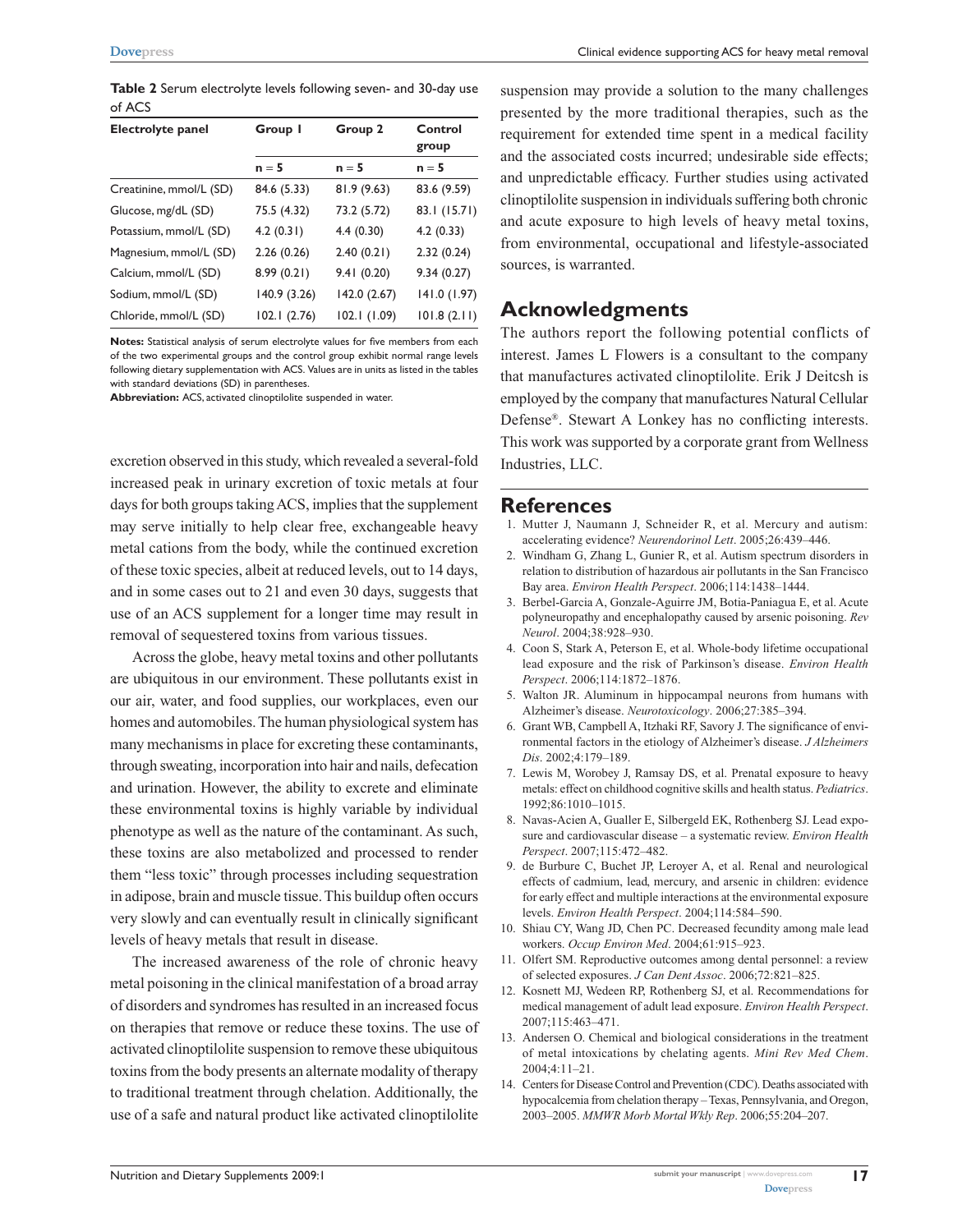**Table 2** Serum electrolyte levels following seven- and 30-day use of ACS

| Electrolyte panel | Group 1 | Group 2 | Control group |
|---|---|---|---|
| | n = 5 | n = 5 | n = 5 |
| Creatinine, mmol/L (SD) | 84.6 (5.33) | 81.9 (9.63) | 83.6 (9.59) |
| Glucose, mg/dL (SD) | 75.5 (4.32) | 73.2 (5.72) | 83.1 (15.71) |
| Potassium, mmol/L (SD) | 4.2 (0.31) | 4.4 (0.30) | 4.2 (0.33) |
| Magnesium, mmol/L (SD) | 2.26 (0.26) | 2.40 (0.21) | 2.32 (0.24) |
| Calcium, mmol/L (SD) | 8.99 (0.21) | 9.41 (0.20) | 9.34 (0.27) |
| Sodium, mmol/L (SD) | 140.9 (3.26) | 142.0 (2.67) | 141.0 (1.97) |
| Chloride, mmol/L (SD) | 102.1 (2.76) | 102.1 (1.09) | 101.8 (2.11) |

**Notes:** Statistical analysis of serum electrolyte values for five members from each of the two experimental groups and the control group exhibit normal range levels following dietary supplementation with ACS. Values are in units as listed in the tables with standard deviations (SD) in parentheses.
**Abbreviation:** ACS, activated clinoptilolite suspended in water.

excretion observed in this study, which revealed a several-fold increased peak in urinary excretion of toxic metals at four days for both groups taking ACS, implies that the supplement may serve initially to help clear free, exchangeable heavy metal cations from the body, while the continued excretion of these toxic species, albeit at reduced levels, out to 14 days, and in some cases out to 21 and even 30 days, suggests that use of an ACS supplement for a longer time may result in removal of sequestered toxins from various tissues.

Across the globe, heavy metal toxins and other pollutants are ubiquitous in our environment. These pollutants exist in our air, water, and food supplies, our workplaces, even our homes and automobiles. The human physiological system has many mechanisms in place for excreting these contaminants, through sweating, incorporation into hair and nails, defecation and urination. However, the ability to excrete and eliminate these environmental toxins is highly variable by individual phenotype as well as the nature of the contaminant. As such, these toxins are also metabolized and processed to render them "less toxic" through processes including sequestration in adipose, brain and muscle tissue. This buildup often occurs very slowly and can eventually result in clinically significant levels of heavy metals that result in disease.

The increased awareness of the role of chronic heavy metal poisoning in the clinical manifestation of a broad array of disorders and syndromes has resulted in an increased focus on therapies that remove or reduce these toxins. The use of activated clinoptilolite suspension to remove these ubiquitous toxins from the body presents an alternate modality of therapy to traditional treatment through chelation. Additionally, the use of a safe and natural product like activated clinoptilolite suspension may provide a solution to the many challenges presented by the more traditional therapies, such as the requirement for extended time spent in a medical facility and the associated costs incurred; undesirable side effects; and unpredictable efficacy. Further studies using activated clinoptilolite suspension in individuals suffering both chronic and acute exposure to high levels of heavy metal toxins, from environmental, occupational and lifestyle-associated sources, is warranted.

## Acknowledgments

The authors report the following potential conflicts of interest. James L Flowers is a consultant to the company that manufactures activated clinoptilolite. Erik J Deitcsh is employed by the company that manufactures Natural Cellular Defense®. Stewart A Lonkey has no conflicting interests. This work was supported by a corporate grant from Wellness Industries, LLC.

## References

1. Mutter J, Naumann J, Schneider R, et al. Mercury and autism: accelerating evidence? *Neurendorinol Lett*. 2005;26:439–446.
2. Windham G, Zhang L, Gunier R, et al. Autism spectrum disorders in relation to distribution of hazardous air pollutants in the San Francisco Bay area. *Environ Health Perspect*. 2006;114:1438–1444.
3. Berbel-Garcia A, Gonzale-Aguirre JM, Botia-Paniagua E, et al. Acute polyneuropathy and encephalopathy caused by arsenic poisoning. *Rev Neurol*. 2004;38:928–930.
4. Coon S, Stark A, Peterson E, et al. Whole-body lifetime occupational lead exposure and the risk of Parkinson's disease. *Environ Health Perspect*. 2006;114:1872–1876.
5. Walton JR. Aluminum in hippocampal neurons from humans with Alzheimer's disease. *Neurotoxicology*. 2006;27:385–394.
6. Grant WB, Campbell A, Itzhaki RF, Savory J. The significance of environmental factors in the etiology of Alzheimer's disease. *J Alzheimers Dis*. 2002;4:179–189.
7. Lewis M, Worobey J, Ramsay DS, et al. Prenatal exposure to heavy metals: effect on childhood cognitive skills and health status. *Pediatrics*. 1992;86:1010–1015.
8. Navas-Acien A, Gualler E, Silbergeld EK, Rothenberg SJ. Lead exposure and cardiovascular disease – a systematic review. *Environ Health Perspect*. 2007;115:472–482.
9. de Burbure C, Buchet JP, Leroyer A, et al. Renal and neurological effects of cadmium, lead, mercury, and arsenic in children: evidence for early effect and multiple interactions at the environmental exposure levels. *Environ Health Perspect*. 2004;114:584–590.
10. Shiau CY, Wang JD, Chen PC. Decreased fecundity among male lead workers. *Occup Environ Med*. 2004;61:915–923.
11. Olfert SM. Reproductive outcomes among dental personnel: a review of selected exposures. *J Can Dent Assoc*. 2006;72:821–825.
12. Kosnett MJ, Wedeen RP, Rothenberg SJ, et al. Recommendations for medical management of adult lead exposure. *Environ Health Perspect*. 2007;115:463–471.
13. Andersen O. Chemical and biological considerations in the treatment of metal intoxications by chelating agents. *Mini Rev Med Chem*. 2004;4:11–21.
14. Centers for Disease Control and Prevention (CDC). Deaths associated with hypocalcemia from chelation therapy – Texas, Pennsylvania, and Oregon, 2003–2005. *MMWR Morb Mortal Wkly Rep*. 2006;55:204–207.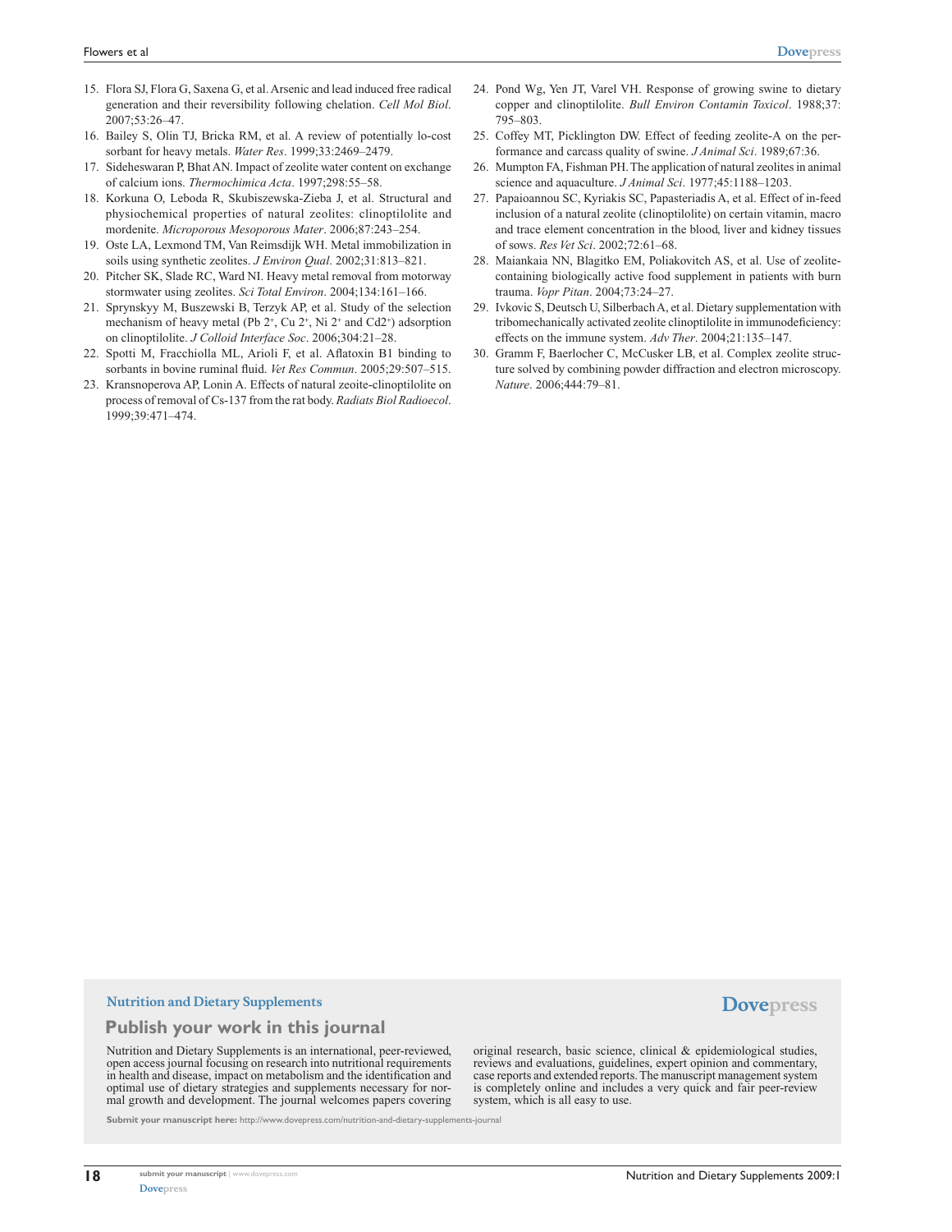15. Flora SJ, Flora G, Saxena G, et al. Arsenic and lead induced free radical generation and their reversibility following chelation. *Cell Mol Biol*. 2007;53:26–47.
16. Bailey S, Olin TJ, Bricka RM, et al. A review of potentially lo-cost sorbant for heavy metals. *Water Res*. 1999;33:2469–2479.
17. Sideheswaran P, Bhat AN. Impact of zeolite water content on exchange of calcium ions. *Thermochimica Acta*. 1997;298:55–58.
18. Korkuna O, Leboda R, Skubiszewska-Zieba J, et al. Structural and physiochemical properties of natural zeolites: clinoptilolite and mordenite. *Microporous Mesoporous Mater*. 2006;87:243–254.
19. Oste LA, Lexmond TM, Van Reimsdijk WH. Metal immobilization in soils using synthetic zeolites. *J Environ Qual*. 2002;31:813–821.
20. Pitcher SK, Slade RC, Ward NI. Heavy metal removal from motorway stormwater using zeolites. *Sci Total Environ*. 2004;134:161–166.
21. Sprynskyy M, Buszewski B, Terzyk AP, et al. Study of the selection mechanism of heavy metal (Pb $2^+$, Cu $2^+$, Ni $2^+$ and Cd$2^+$) adsorption on clinoptilolite. *J Colloid Interface Soc*. 2006;304:21–28.
22. Spotti M, Fracchiolla ML, Arioli F, et al. Aflatoxin B1 binding to sorbants in bovine ruminal fluid. *Vet Res Commun*. 2005;29:507–515.
23. Kransnoperova AP, Lonin A. Effects of natural zeoite-clinoptilolite on process of removal of Cs-137 from the rat body. *Radiats Biol Radioecol*. 1999;39:471–474.
24. Pond Wg, Yen JT, Varel VH. Response of growing swine to dietary copper and clinoptilolite. *Bull Environ Contamin Toxicol*. 1988;37: 795–803.
25. Coffey MT, Picklington DW. Effect of feeding zeolite-A on the performance and carcass quality of swine. *J Animal Sci*. 1989;67:36.
26. Mumpton FA, Fishman PH. The application of natural zeolites in animal science and aquaculture. *J Animal Sci*. 1977;45:1188–1203.
27. Papaioannou SC, Kyriakis SC, Papasteriadis A, et al. Effect of in-feed inclusion of a natural zeolite (clinoptilolite) on certain vitamin, macro and trace element concentration in the blood, liver and kidney tissues of sows. *Res Vet Sci*. 2002;72:61–68.
28. Maiankaia NN, Blagitko EM, Poliakovitch AS, et al. Use of zeolite-containing biologically active food supplement in patients with burn trauma. *Vopr Pitan*. 2004;73:24–27.
29. Ivkovic S, Deutsch U, Silberbach A, et al. Dietary supplementation with tribomechanically activated zeolite clinoptilolite in immunodeficiency: effects on the immune system. *Adv Ther*. 2004;21:135–147.
30. Gramm F, Baerlocher C, McCusker LB, et al. Complex zeolite structure solved by combining powder diffraction and electron microscopy. *Nature*. 2006;444:79–81.

**Nutrition and Dietary Supplements**

**Dovepress**

## Publish your work in this journal

Nutrition and Dietary Supplements is an international, peer-reviewed, open access journal focusing on research into nutritional requirements in health and disease, impact on metabolism and the identification and optimal use of dietary strategies and supplements necessary for normal growth and development. The journal welcomes papers covering original research, basic science, clinical & epidemiological studies, reviews and evaluations, guidelines, expert opinion and commentary, case reports and extended reports. The manuscript management system is completely online and includes a very quick and fair peer-review system, which is all easy to use.

**Submit your manuscript here:** http://www.dovepress.com/nutrition-and-dietary-supplements-journal